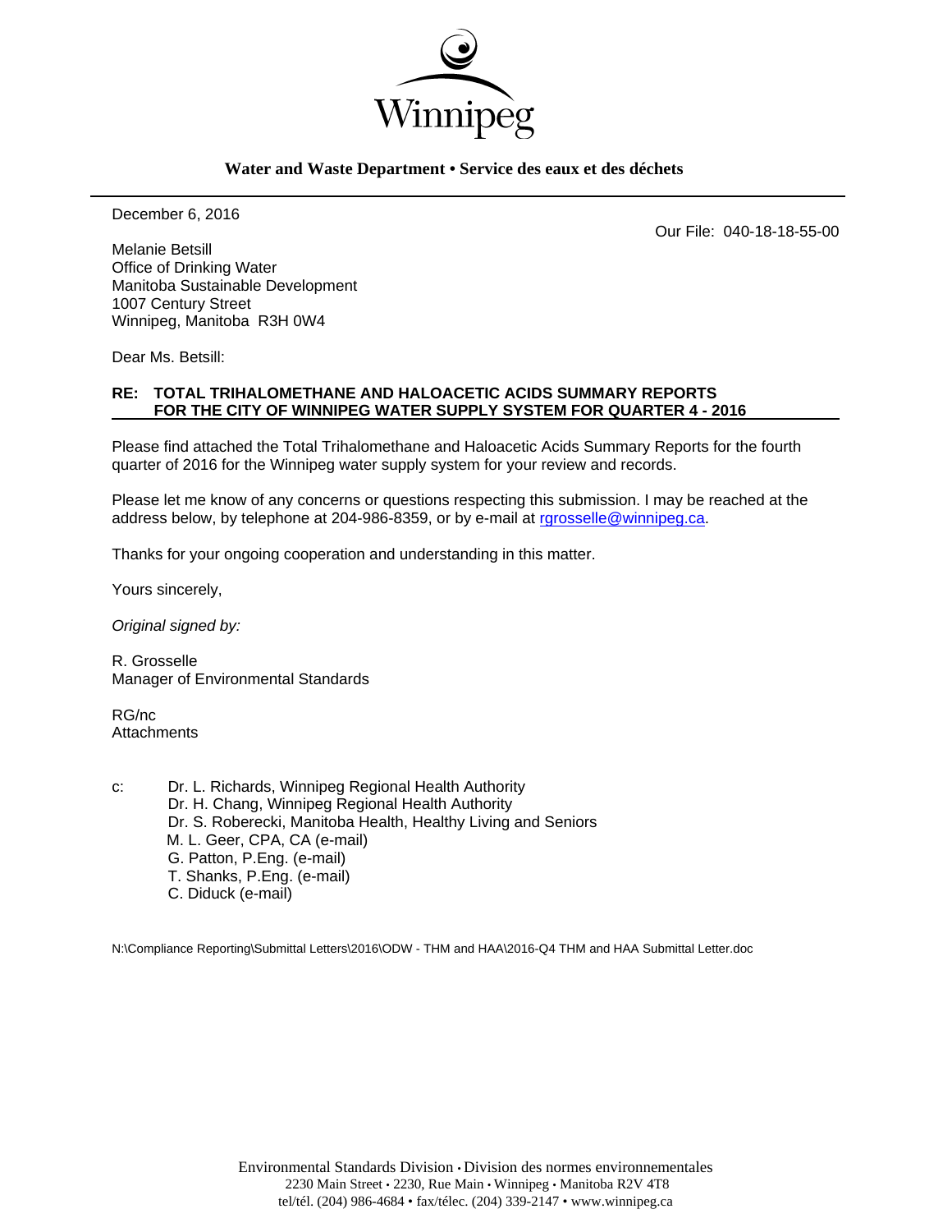Winnipeg

**Water and Waste Department • Service des eaux et des déchets**

December 6, 2016

Our File: 040-18-18-55-00

Melanie Betsill
Office of Drinking Water
Manitoba Sustainable Development
1007 Century Street
Winnipeg, Manitoba R3H 0W4

Dear Ms. Betsill:

**RE: TOTAL TRIHALOMETHANE AND HALOACETIC ACIDS SUMMARY REPORTS FOR THE CITY OF WINNIPEG WATER SUPPLY SYSTEM FOR QUARTER 4 - 2016**

Please find attached the Total Trihalomethane and Haloacetic Acids Summary Reports for the fourth quarter of 2016 for the Winnipeg water supply system for your review and records.

Please let me know of any concerns or questions respecting this submission. I may be reached at the address below, by telephone at 204-986-8359, or by e-mail at rgrosselle@winnipeg.ca.

Thanks for your ongoing cooperation and understanding in this matter.

Yours sincerely,

*Original signed by:*

R. Grosselle
Manager of Environmental Standards

RG/nc
Attachments

c: Dr. L. Richards, Winnipeg Regional Health Authority
Dr. H. Chang, Winnipeg Regional Health Authority
Dr. S. Roberecki, Manitoba Health, Healthy Living and Seniors
M. L. Geer, CPA, CA (e-mail)
G. Patton, P.Eng. (e-mail)
T. Shanks, P.Eng. (e-mail)
C. Diduck (e-mail)

N:\Compliance Reporting\Submittal Letters\2016\ODW - THM and HAA\2016-Q4 THM and HAA Submittal Letter.doc

Environmental Standards Division • Division des normes environnementales
2230 Main Street • 2230, Rue Main • Winnipeg • Manitoba R2V 4T8
tel/tél. (204) 986-4684 • fax/télec. (204) 339-2147 • www.winnipeg.ca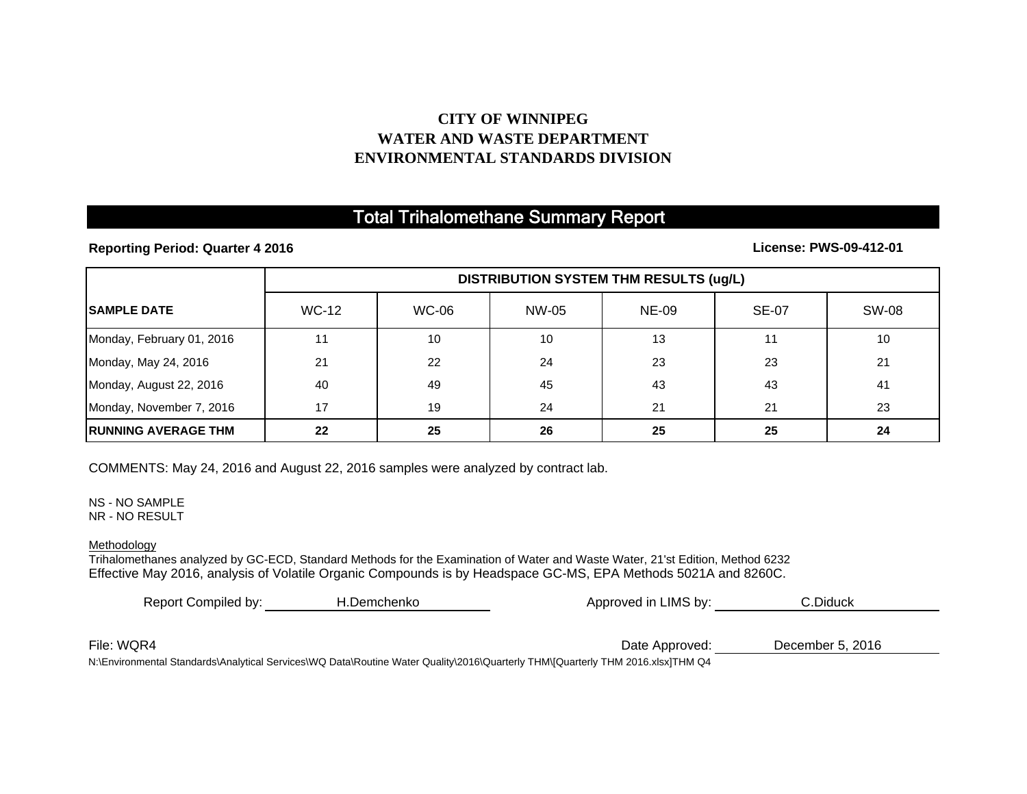**CITY OF WINNIPEG**
**WATER AND WASTE DEPARTMENT**
**ENVIRONMENTAL STANDARDS DIVISION**

# Total Trihalomethane Summary Report

**Reporting Period: Quarter 4 2016** | **License: PWS-09-412-01**

| | DISTRIBUTION SYSTEM THM RESULTS (ug/L) | | | | | |
|---|---|---|---|---|---|---|
| **SAMPLE DATE** | WC-12 | WC-06 | NW-05 | NE-09 | SE-07 | SW-08 |
| Monday, February 01, 2016 | 11 | 10 | 10 | 13 | 11 | 10 |
| Monday, May 24, 2016 | 21 | 22 | 24 | 23 | 23 | 21 |
| Monday, August 22, 2016 | 40 | 49 | 45 | 43 | 43 | 41 |
| Monday, November 7, 2016 | 17 | 19 | 24 | 21 | 21 | 23 |
| **RUNNING AVERAGE THM** | **22** | **25** | **26** | **25** | **25** | **24** |

COMMENTS: May 24, 2016 and August 22, 2016 samples were analyzed by contract lab.

NS - NO SAMPLE
NR - NO RESULT

Methodology
Trihalomethanes analyzed by GC-ECD, Standard Methods for the Examination of Water and Waste Water, 21'st Edition, Method 6232
Effective May 2016, analysis of Volatile Organic Compounds is by Headspace GC-MS, EPA Methods 5021A and 8260C.

Report Compiled by: H.Demchenko | Approved in LIMS by: C.Diduck

File: WQR4 | Date Approved: December 5, 2016

N:\Environmental Standards\Analytical Services\WQ Data\Routine Water Quality\2016\Quarterly THM\[Quarterly THM 2016.xlsx]THM Q4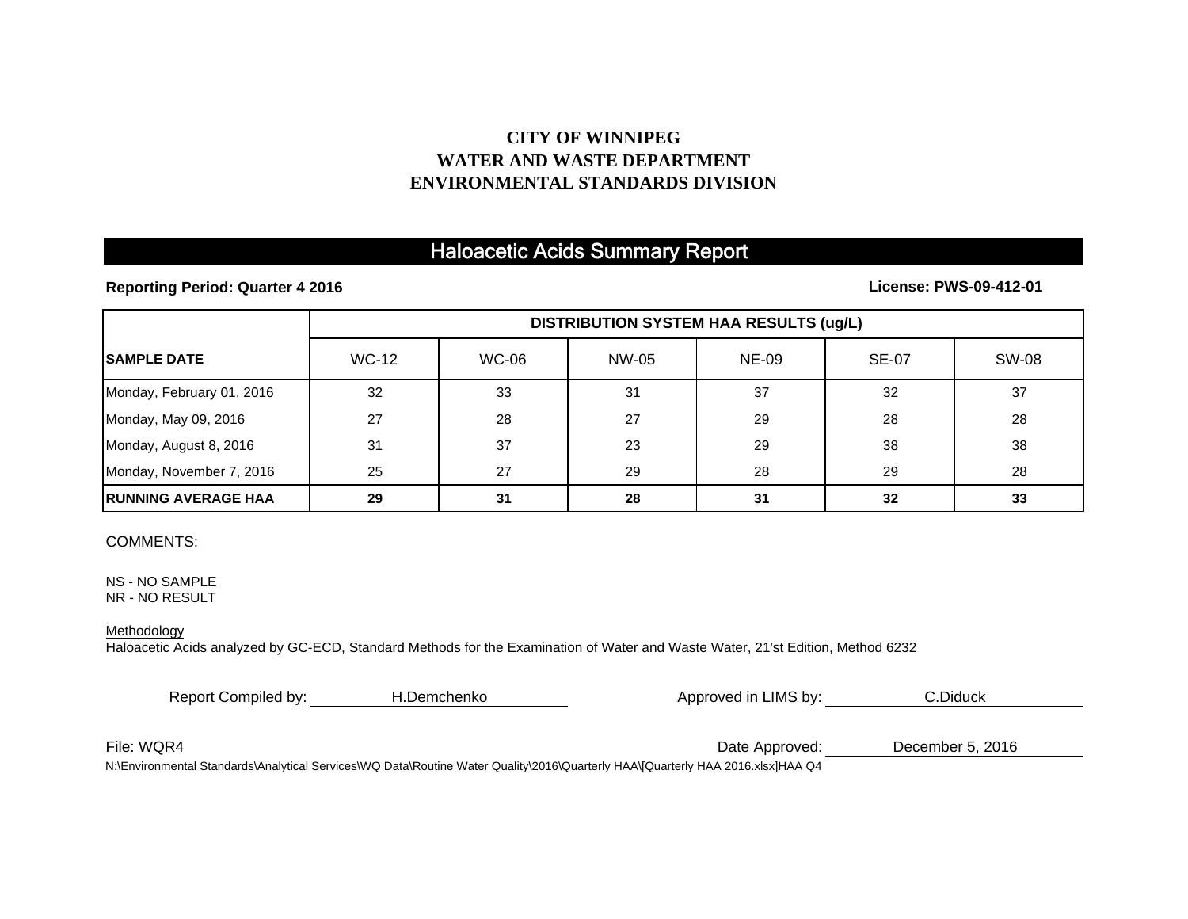**CITY OF WINNIPEG**
**WATER AND WASTE DEPARTMENT**
**ENVIRONMENTAL STANDARDS DIVISION**

# Haloacetic Acids Summary Report

**Reporting Period: Quarter 4 2016** **License: PWS-09-412-01**

| | DISTRIBUTION SYSTEM HAA RESULTS (ug/L) | | | | | |
|---|---|---|---|---|---|---|
| **SAMPLE DATE** | WC-12 | WC-06 | NW-05 | NE-09 | SE-07 | SW-08 |
| Monday, February 01, 2016 | 32 | 33 | 31 | 37 | 32 | 37 |
| Monday, May 09, 2016 | 27 | 28 | 27 | 29 | 28 | 28 |
| Monday, August 8, 2016 | 31 | 37 | 23 | 29 | 38 | 38 |
| Monday, November 7, 2016 | 25 | 27 | 29 | 28 | 29 | 28 |
| **RUNNING AVERAGE HAA** | **29** | **31** | **28** | **31** | **32** | **33** |

COMMENTS:

NS - NO SAMPLE
NR - NO RESULT

Methodology
Haloacetic Acids analyzed by GC-ECD, Standard Methods for the Examination of Water and Waste Water, 21'st Edition, Method 6232

Report Compiled by: H.Demchenko

Approved in LIMS by: C.Diduck

File: WQR4

Date Approved: December 5, 2016

N:\Environmental Standards\Analytical Services\WQ Data\Routine Water Quality\2016\Quarterly HAA\[Quarterly HAA 2016.xlsx]HAA Q4